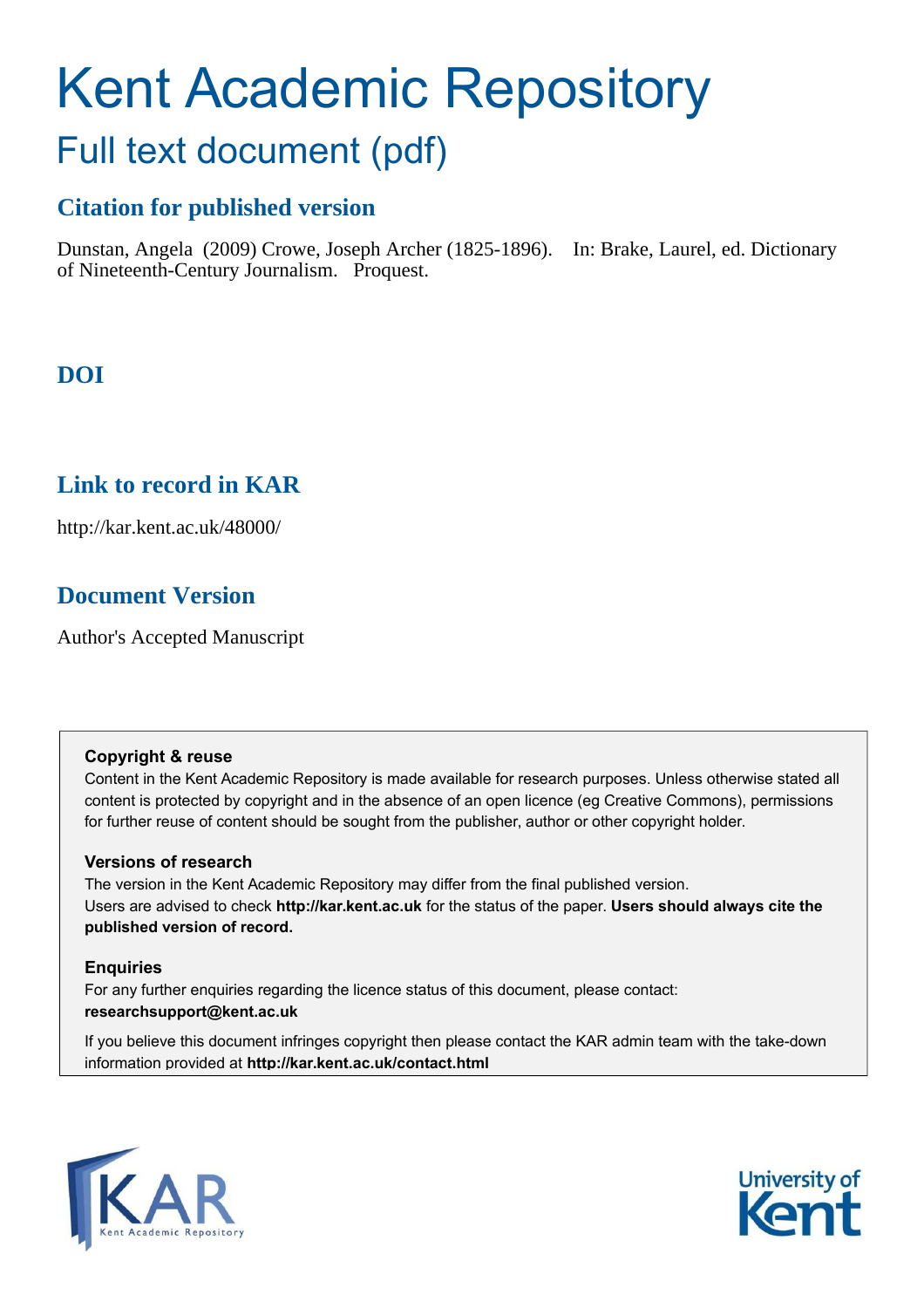# Kent Academic Repository

## Full text document (pdf)

### Citation for published version

Dunstan, Angela (2009) Crowe, Joseph Archer (1825-1896). In: Brake, Laurel, ed. Dictionary of Nineteenth-Century Journalism. Proquest.

### DOI

### Link to record in KAR

http://kar.kent.ac.uk/48000/

### Document Version

Author's Accepted Manuscript

**Copyright & reuse**

Content in the Kent Academic Repository is made available for research purposes. Unless otherwise stated all content is protected by copyright and in the absence of an open licence (eg Creative Commons), permissions for further reuse of content should be sought from the publisher, author or other copyright holder.

**Versions of research**

The version in the Kent Academic Repository may differ from the final published version. Users are advised to check **http://kar.kent.ac.uk** for the status of the paper. **Users should always cite the published version of record.**

**Enquiries**

For any further enquiries regarding the licence status of this document, please contact: **researchsupport@kent.ac.uk**

If you believe this document infringes copyright then please contact the KAR admin team with the take-down information provided at **http://kar.kent.ac.uk/contact.html**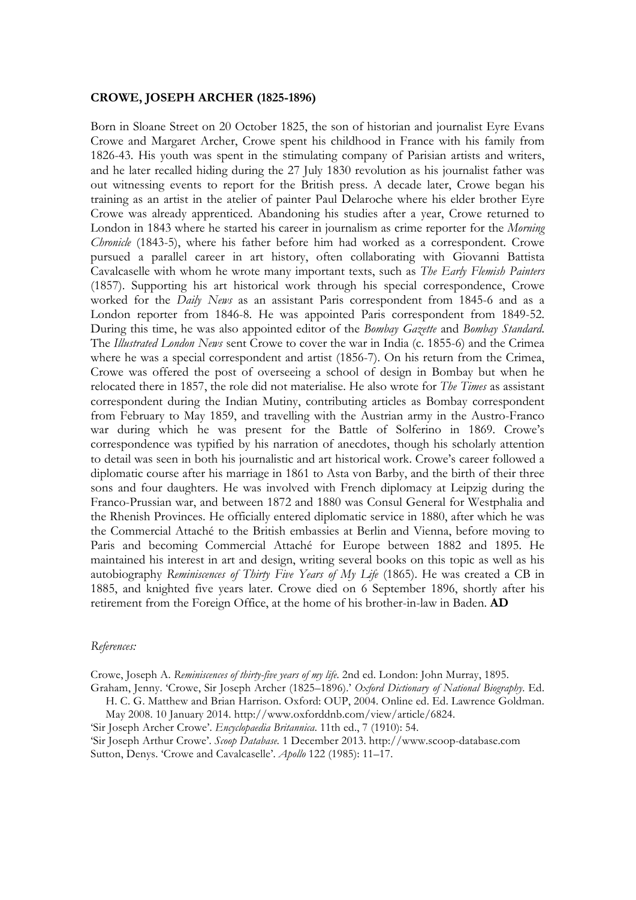**CROWE, JOSEPH ARCHER (1825-1896)**

Born in Sloane Street on 20 October 1825, the son of historian and journalist Eyre Evans Crowe and Margaret Archer, Crowe spent his childhood in France with his family from 1826-43. His youth was spent in the stimulating company of Parisian artists and writers, and he later recalled hiding during the 27 July 1830 revolution as his journalist father was out witnessing events to report for the British press. A decade later, Crowe began his training as an artist in the atelier of painter Paul Delaroche where his elder brother Eyre Crowe was already apprenticed. Abandoning his studies after a year, Crowe returned to London in 1843 where he started his career in journalism as crime reporter for the *Morning Chronicle* (1843-5), where his father before him had worked as a correspondent. Crowe pursued a parallel career in art history, often collaborating with Giovanni Battista Cavalcaselle with whom he wrote many important texts, such as *The Early Flemish Painters* (1857). Supporting his art historical work through his special correspondence, Crowe worked for the *Daily News* as an assistant Paris correspondent from 1845-6 and as a London reporter from 1846-8. He was appointed Paris correspondent from 1849-52. During this time, he was also appointed editor of the *Bombay Gazette* and *Bombay Standard*. The *Illustrated London News* sent Crowe to cover the war in India (c. 1855-6) and the Crimea where he was a special correspondent and artist (1856-7). On his return from the Crimea, Crowe was offered the post of overseeing a school of design in Bombay but when he relocated there in 1857, the role did not materialise. He also wrote for *The Times* as assistant correspondent during the Indian Mutiny, contributing articles as Bombay correspondent from February to May 1859, and travelling with the Austrian army in the Austro-Franco war during which he was present for the Battle of Solferino in 1869. Crowe's correspondence was typified by his narration of anecdotes, though his scholarly attention to detail was seen in both his journalistic and art historical work. Crowe's career followed a diplomatic course after his marriage in 1861 to Asta von Barby, and the birth of their three sons and four daughters. He was involved with French diplomacy at Leipzig during the Franco-Prussian war, and between 1872 and 1880 was Consul General for Westphalia and the Rhenish Provinces. He officially entered diplomatic service in 1880, after which he was the Commercial Attaché to the British embassies at Berlin and Vienna, before moving to Paris and becoming Commercial Attaché for Europe between 1882 and 1895. He maintained his interest in art and design, writing several books on this topic as well as his autobiography *Reminiscences of Thirty Five Years of My Life* (1865). He was created a CB in 1885, and knighted five years later. Crowe died on 6 September 1896, shortly after his retirement from the Foreign Office, at the home of his brother-in-law in Baden. **AD**

*References:*

Crowe, Joseph A. *Reminiscences of thirty-five years of my life*. 2nd ed. London: John Murray, 1895.

Graham, Jenny. 'Crowe, Sir Joseph Archer (1825–1896).' *Oxford Dictionary of National Biography*. Ed. H. C. G. Matthew and Brian Harrison. Oxford: OUP, 2004. Online ed. Ed. Lawrence Goldman. May 2008. 10 January 2014. http://www.oxforddnb.com/view/article/6824.

'Sir Joseph Archer Crowe'. *Encyclopaedia Britannica*. 11th ed., 7 (1910): 54.

'Sir Joseph Arthur Crowe'. *Scoop Database*. 1 December 2013. http://www.scoop-database.com

Sutton, Denys. 'Crowe and Cavalcaselle'. *Apollo* 122 (1985): 11–17.